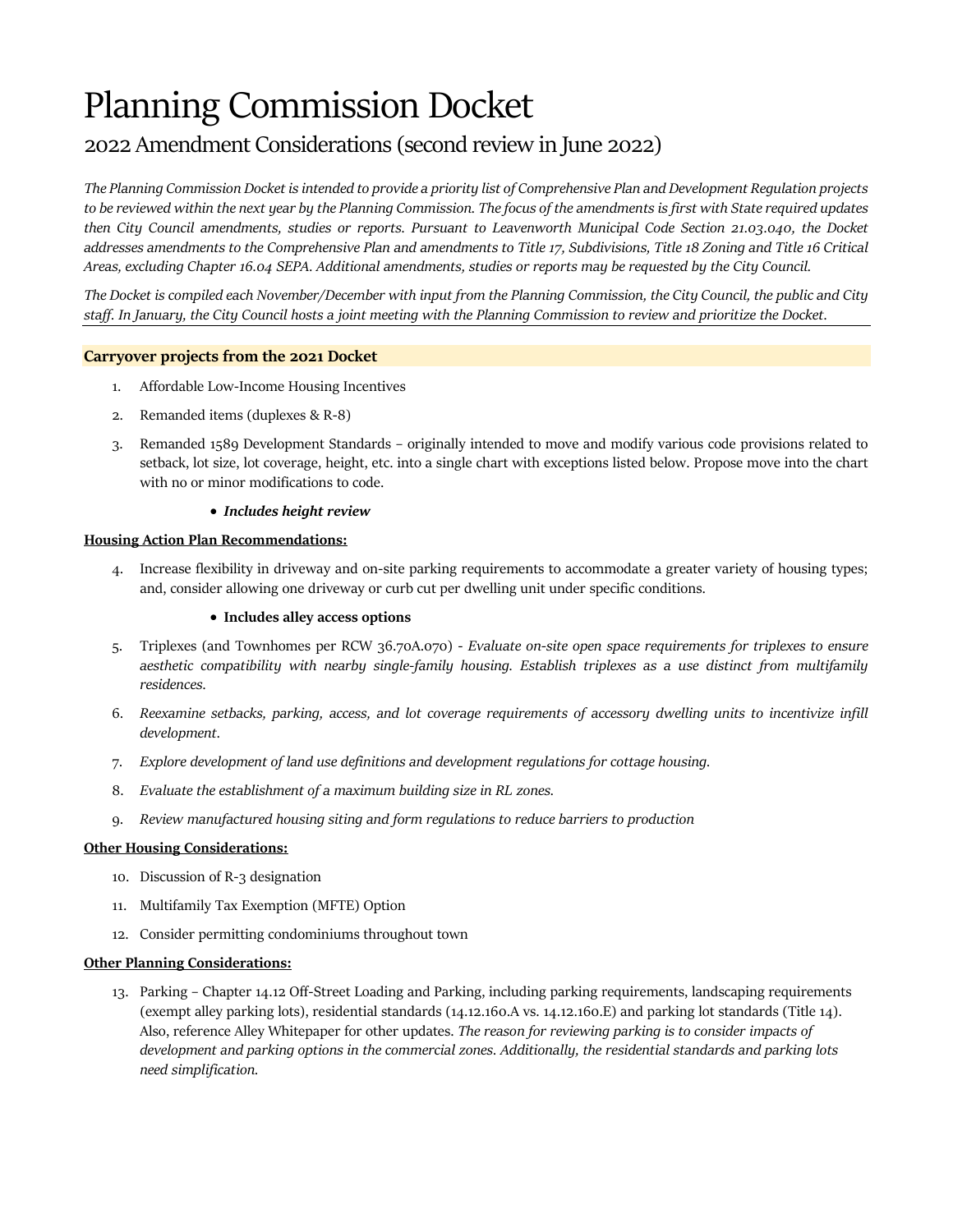# Planning Commission Docket

## 2022 Amendment Considerations (second review in June 2022)

*The Planning Commission Docket is intended to provide a priority list of Comprehensive Plan and Development Regulation projects to be reviewed within the next year by the Planning Commission. The focus of the amendments is first with State required updates then City Council amendments, studies or reports. Pursuant to Leavenworth Municipal Code Section 21.03.040, the Docket addresses amendments to the Comprehensive Plan and amendments to Title 17, Subdivisions, Title 18 Zoning and Title 16 Critical Areas, excluding Chapter 16.04 SEPA. Additional amendments, studies or reports may be requested by the City Council.*

*The Docket is compiled each November/December with input from the Planning Commission, the City Council, the public and City staff. In January, the City Council hosts a joint meeting with the Planning Commission to review and prioritize the Docket.*

---

**Carryover projects from the 2021 Docket**

1. Affordable Low-Income Housing Incentives
2. Remanded items (duplexes & R-8)
3. Remanded 1589 Development Standards – originally intended to move and modify various code provisions related to setback, lot size, lot coverage, height, etc. into a single chart with exceptions listed below. Propose move into the chart with no or minor modifications to code.
   - ***Includes height review***

**Housing Action Plan Recommendations:**

4. Increase flexibility in driveway and on-site parking requirements to accommodate a greater variety of housing types; and, consider allowing one driveway or curb cut per dwelling unit under specific conditions.
   - **Includes alley access options**
5. Triplexes (and Townhomes per RCW 36.70A.070) - *Evaluate on-site open space requirements for triplexes to ensure aesthetic compatibility with nearby single-family housing. Establish triplexes as a use distinct from multifamily residences.*
6. *Reexamine setbacks, parking, access, and lot coverage requirements of accessory dwelling units to incentivize infill development.*
7. *Explore development of land use definitions and development regulations for cottage housing.*
8. *Evaluate the establishment of a maximum building size in RL zones.*
9. *Review manufactured housing siting and form regulations to reduce barriers to production*

**Other Housing Considerations:**

10. Discussion of R-3 designation
11. Multifamily Tax Exemption (MFTE) Option
12. Consider permitting condominiums throughout town

**Other Planning Considerations:**

13. Parking – Chapter 14.12 Off-Street Loading and Parking, including parking requirements, landscaping requirements (exempt alley parking lots), residential standards (14.12.160.A vs. 14.12.160.E) and parking lot standards (Title 14). Also, reference Alley Whitepaper for other updates. *The reason for reviewing parking is to consider impacts of development and parking options in the commercial zones. Additionally, the residential standards and parking lots need simplification.*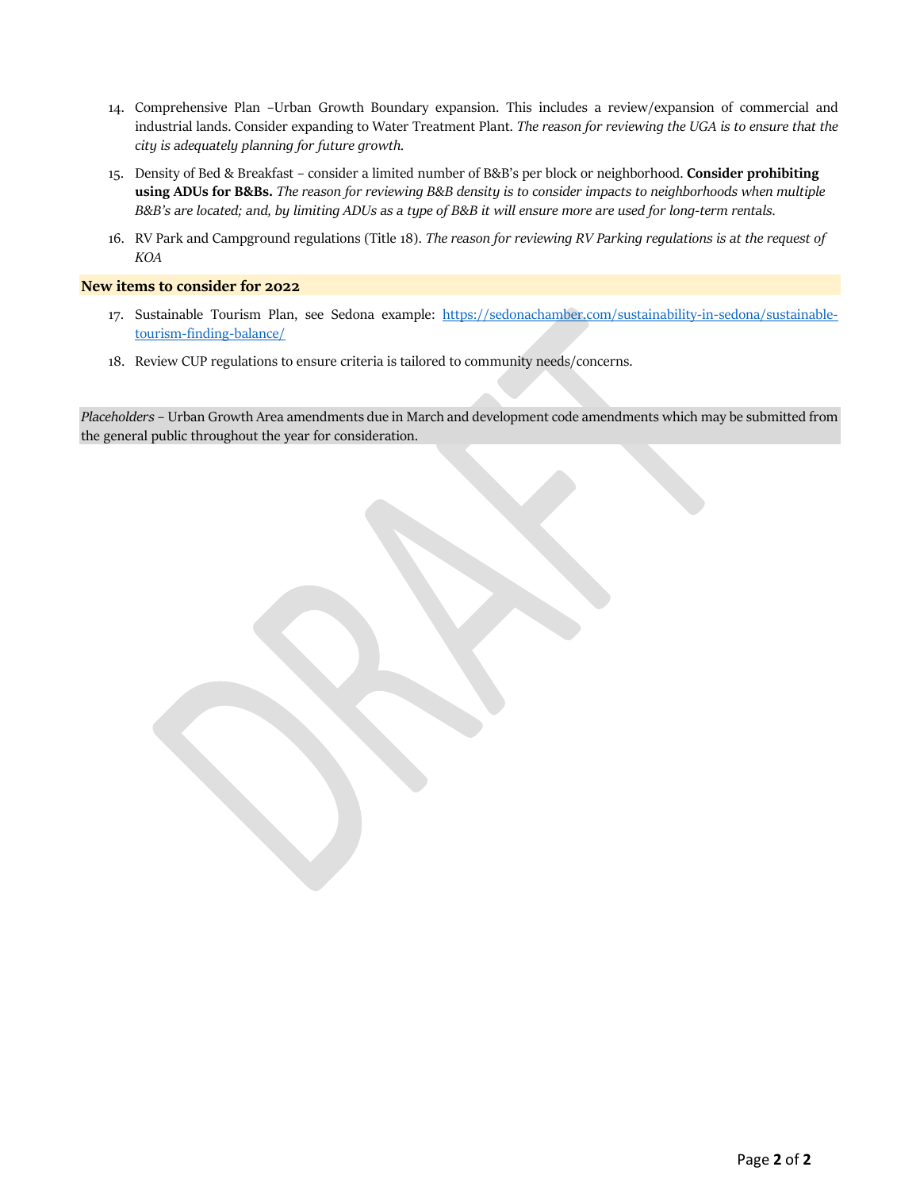14. Comprehensive Plan –Urban Growth Boundary expansion. This includes a review/expansion of commercial and industrial lands. Consider expanding to Water Treatment Plant. *The reason for reviewing the UGA is to ensure that the city is adequately planning for future growth.*

15. Density of Bed & Breakfast – consider a limited number of B&B's per block or neighborhood. **Consider prohibiting using ADUs for B&Bs.** *The reason for reviewing B&B density is to consider impacts to neighborhoods when multiple B&B's are located; and, by limiting ADUs as a type of B&B it will ensure more are used for long-term rentals.*

16. RV Park and Campground regulations (Title 18). *The reason for reviewing RV Parking regulations is at the request of KOA*

**New items to consider for 2022**

17. Sustainable Tourism Plan, see Sedona example: [https://sedonachamber.com/sustainability-in-sedona/sustainable-tourism-finding-balance/](https://sedonachamber.com/sustainability-in-sedona/sustainable-tourism-finding-balance/)

18. Review CUP regulations to ensure criteria is tailored to community needs/concerns.

*Placeholders* – Urban Growth Area amendments due in March and development code amendments which may be submitted from the general public throughout the year for consideration.